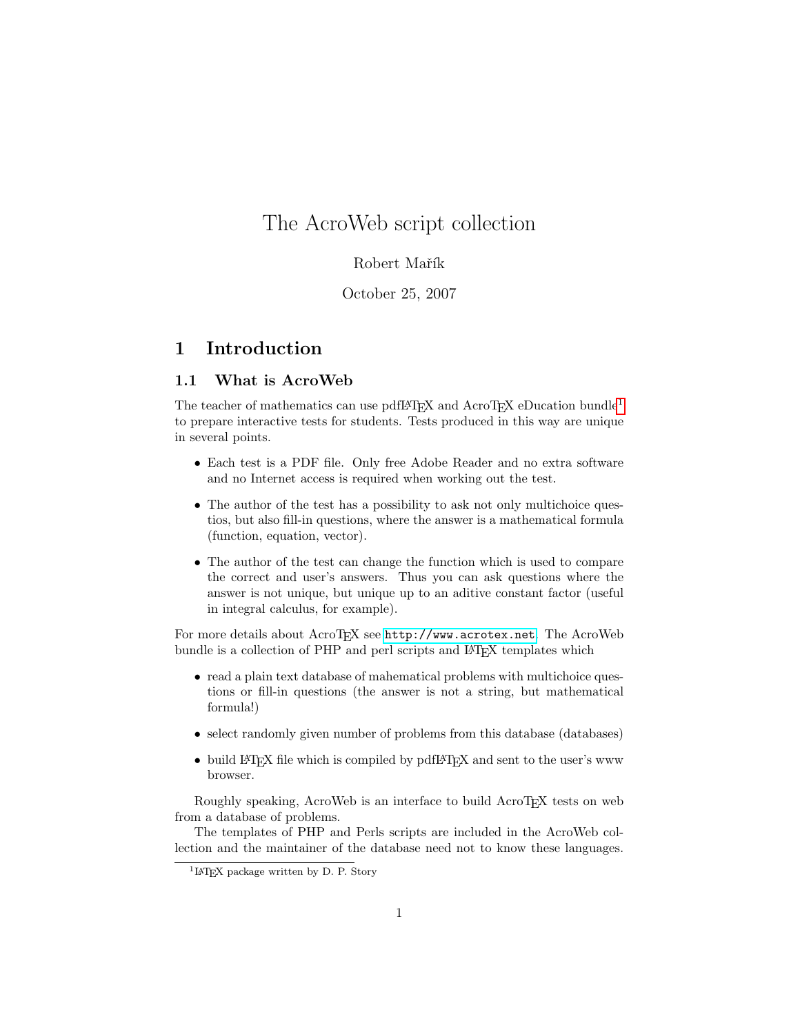# The AcroWeb script collection

Robert Mařík

October 25, 2007

## 1 Introduction

### 1.1 What is AcroWeb

The teacher of mathematics can use pdfLaTeX and AcroTeX eDucation bundle[1] to prepare interactive tests for students. Tests produced in this way are unique in several points.

- Each test is a PDF file. Only free Adobe Reader and no extra software and no Internet access is required when working out the test.
- The author of the test has a possibility to ask not only multichoice questios, but also fill-in questions, where the answer is a mathematical formula (function, equation, vector).
- The author of the test can change the function which is used to compare the correct and user's answers. Thus you can ask questions where the answer is not unique, but unique up to an aditive constant factor (useful in integral calculus, for example).

For more details about AcroTeX see `http://www.acrotex.net`. The AcroWeb bundle is a collection of PHP and perl scripts and LaTeX templates which

- read a plain text database of mahematical problems with multichoice questions or fill-in questions (the answer is not a string, but mathematical formula!)
- select randomly given number of problems from this database (databases)
- build LaTeX file which is compiled by pdfLaTeX and sent to the user's www browser.

Roughly speaking, AcroWeb is an interface to build AcroTeX tests on web from a database of problems.

The templates of PHP and Perls scripts are included in the AcroWeb collection and the maintainer of the database need not to know these languages.

[1] LaTeX package written by D. P. Story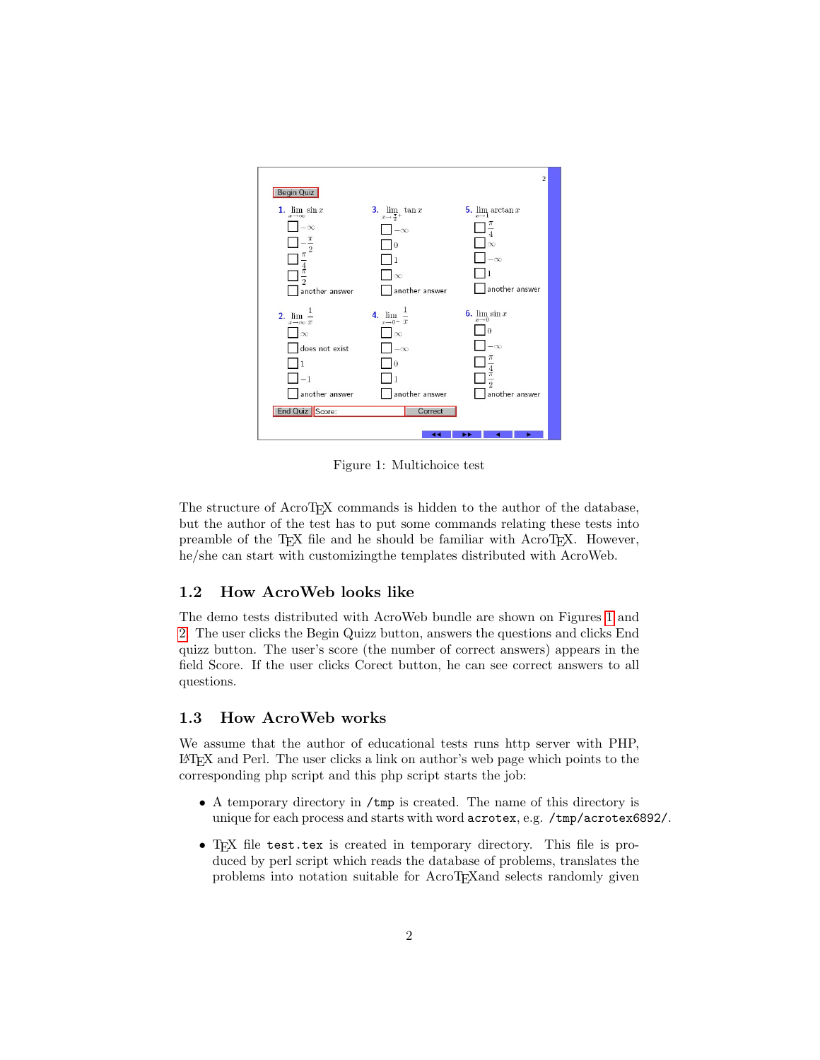Figure 1: Multichoice test

The structure of AcroTEX commands is hidden to the author of the database, but the author of the test has to put some commands relating these tests into preamble of the TEX file and he should be familiar with AcroTEX. However, he/she can start with customizingthe templates distributed with AcroWeb.

## 1.2 How AcroWeb looks like

The demo tests distributed with AcroWeb bundle are shown on Figures 1 and 2. The user clicks the Begin Quizz button, answers the questions and clicks End quizz button. The user's score (the number of correct answers) appears in the field Score. If the user clicks Corect button, he can see correct answers to all questions.

## 1.3 How AcroWeb works

We assume that the author of educational tests runs http server with PHP, LATEX and Perl. The user clicks a link on author's web page which points to the corresponding php script and this php script starts the job:

- A temporary directory in `/tmp` is created. The name of this directory is unique for each process and starts with word `acrotex`, e.g. `/tmp/acrotex6892/`.
- TEX file `test.tex` is created in temporary directory. This file is produced by perl script which reads the database of problems, translates the problems into notation suitable for AcroTEXand selects randomly given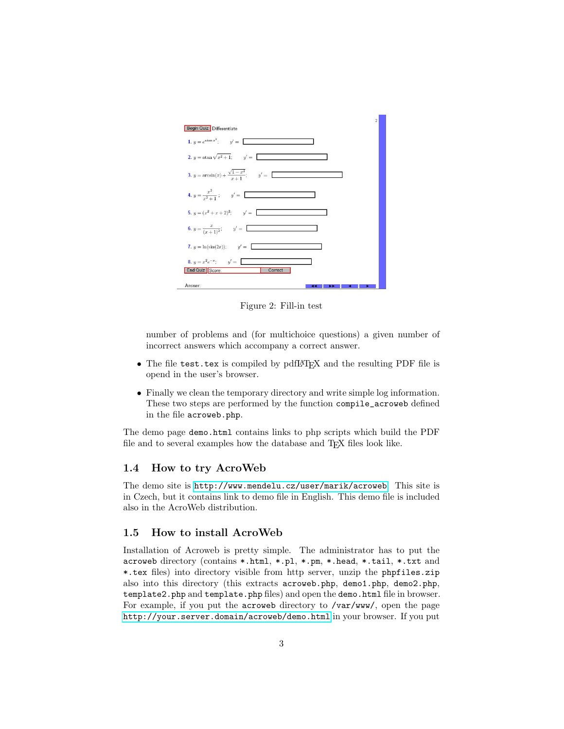Figure 2: Fill-in test

number of problems and (for multichoice questions) a given number of incorrect answers which accompany a correct answer.

- The file `test.tex` is compiled by pdfLaTeX and the resulting PDF file is opend in the user's browser.
- Finally we clean the temporary directory and write simple log information. These two steps are performed by the function `compile_acroweb` defined in the file `acroweb.php`.

The demo page `demo.html` contains links to php scripts which build the PDF file and to several examples how the database and TeX files look like.

### 1.4 How to try AcroWeb

The demo site is http://www.mendelu.cz/user/marik/acroweb. This site is in Czech, but it contains link to demo file in English. This demo file is included also in the AcroWeb distribution.

### 1.5 How to install AcroWeb

Installation of Acroweb is pretty simple. The administrator has to put the `acroweb` directory (contains `*.html`, `*.pl`, `*.pm`, `*.head`, `*.tail`, `*.txt` and `*.tex` files) into directory visible from http server, unzip the `phpfiles.zip` also into this directory (this extracts `acroweb.php`, `demo1.php`, `demo2.php`, `template2.php` and `template.php` files) and open the `demo.html` file in browser. For example, if you put the `acroweb` directory to `/var/www/`, open the page `http://your.server.domain/acroweb/demo.html` in your browser. If you put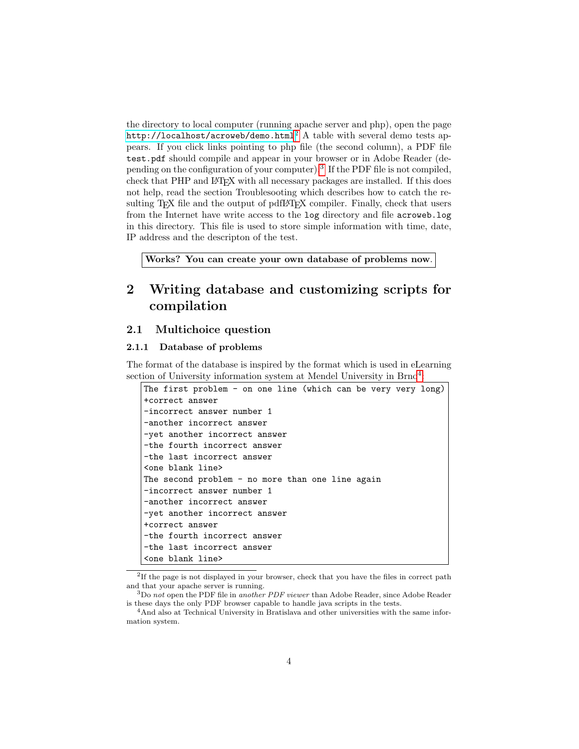the directory to local computer (running apache server and php), open the page `http://localhost/acroweb/demo.html`.[2] A table with several demo tests appears. If you click links pointing to php file (the second column), a PDF file `test.pdf` should compile and appear in your browser or in Adobe Reader (depending on the configuration of your computer).[3] If the PDF file is not compiled, check that PHP and LaTeX with all necessary packages are installed. If this does not help, read the section Troublesooting which describes how to catch the resulting TeX file and the output of pdfLaTeX compiler. Finally, check that users from the Internet have write access to the `log` directory and file `acroweb.log` in this directory. This file is used to store simple information with time, date, IP address and the descripton of the test.

**Works? You can create your own database of problems now.**

# 2 Writing database and customizing scripts for compilation

## 2.1 Multichoice question

### 2.1.1 Database of problems

The format of the database is inspired by the format which is used in eLearning section of University information system at Mendel University in Brno[4].

```
The first problem - on one line (which can be very very long)
+correct answer
-incorrect answer number 1
-another incorrect answer
-yet another incorrect answer
-the fourth incorrect answer
-the last incorrect answer
<one blank line>
The second problem - no more than one line again
-incorrect answer number 1
-another incorrect answer
-yet another incorrect answer
+correct answer
-the fourth incorrect answer
-the last incorrect answer
<one blank line>
```

[2] If the page is not displayed in your browser, check that you have the files in correct path and that your apache server is running.

[3] Do *not* open the PDF file in *another PDF viewer* than Adobe Reader, since Adobe Reader is these days the only PDF browser capable to handle java scripts in the tests.

[4] And also at Technical University in Bratislava and other universities with the same information system.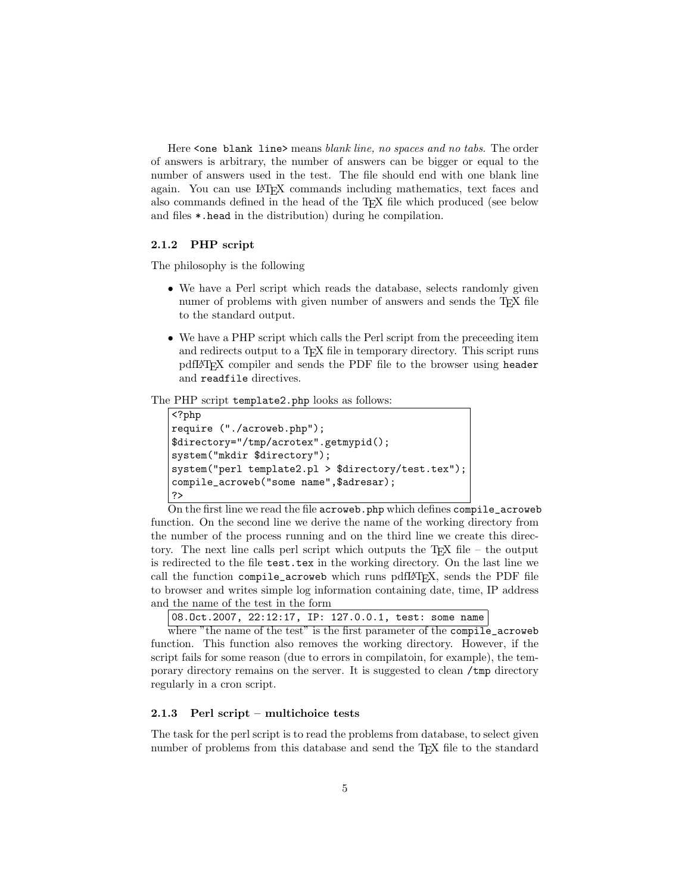Here `<one blank line>` means *blank line, no spaces and no tabs.* The order of answers is arbitrary, the number of answers can be bigger or equal to the number of answers used in the test. The file should end with one blank line again. You can use LaTeX commands including mathematics, text faces and also commands defined in the head of the TeX file which produced (see below and files `*.head` in the distribution) during he compilation.

### 2.1.2 PHP script

The philosophy is the following

- We have a Perl script which reads the database, selects randomly given numer of problems with given number of answers and sends the TeX file to the standard output.
- We have a PHP script which calls the Perl script from the preceeding item and redirects output to a TeX file in temporary directory. This script runs pdfLaTeX compiler and sends the PDF file to the browser using `header` and `readfile` directives.

The PHP script `template2.php` looks as follows:

```
<?php
require ("./acroweb.php");
$directory="/tmp/acrotex".getmypid();
system("mkdir $directory");
system("perl template2.pl > $directory/test.tex");
compile_acroweb("some name",$adresar);
?>
```

On the first line we read the file `acroweb.php` which defines `compile_acroweb` function. On the second line we derive the name of the working directory from the number of the process running and on the third line we create this directory. The next line calls perl script which outputs the TeX file – the output is redirected to the file `test.tex` in the working directory. On the last line we call the function `compile_acroweb` which runs pdfLaTeX, sends the PDF file to browser and writes simple log information containing date, time, IP address and the name of the test in the form

```
08.Oct.2007, 22:12:17, IP: 127.0.0.1, test: some name
```

where "the name of the test" is the first parameter of the `compile_acroweb` function. This function also removes the working directory. However, if the script fails for some reason (due to errors in compilatoin, for example), the temporary directory remains on the server. It is suggested to clean `/tmp` directory regularly in a cron script.

### 2.1.3 Perl script – multichoice tests

The task for the perl script is to read the problems from database, to select given number of problems from this database and send the TeX file to the standard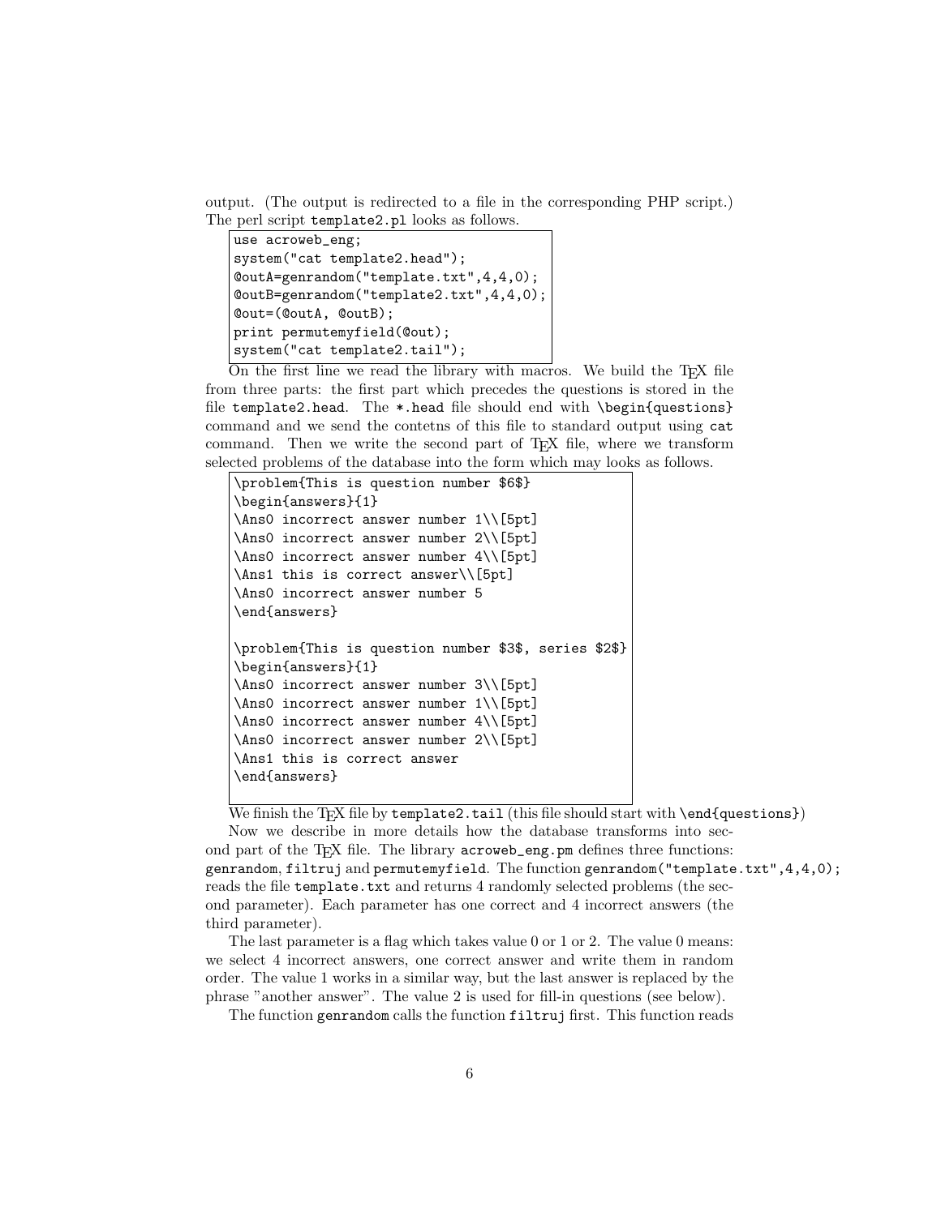output. (The output is redirected to a file in the corresponding PHP script.) The perl script `template2.pl` looks as follows.

```
use acroweb_eng;
system("cat template2.head");
@outA=genrandom("template.txt",4,4,0);
@outB=genrandom("template2.txt",4,4,0);
@out=(@outA, @outB);
print permutemyfield(@out);
system("cat template2.tail");
```

On the first line we read the library with macros. We build the TeX file from three parts: the first part which precedes the questions is stored in the file `template2.head`. The `*.head` file should end with `\begin{questions}` command and we send the contetns of this file to standard output using `cat` command. Then we write the second part of TeX file, where we transform selected problems of the database into the form which may looks as follows.

```
\problem{This is question number $6$}
\begin{answers}{1}
\Ans0 incorrect answer number 1\\[5pt]
\Ans0 incorrect answer number 2\\[5pt]
\Ans0 incorrect answer number 4\\[5pt]
\Ans1 this is correct answer\\[5pt]
\Ans0 incorrect answer number 5
\end{answers}

\problem{This is question number $3$, series $2$}
\begin{answers}{1}
\Ans0 incorrect answer number 3\\[5pt]
\Ans0 incorrect answer number 1\\[5pt]
\Ans0 incorrect answer number 4\\[5pt]
\Ans0 incorrect answer number 2\\[5pt]
\Ans1 this is correct answer
\end{answers}
```

We finish the TeX file by `template2.tail` (this file should start with `\end{questions}`)

Now we describe in more details how the database transforms into second part of the TeX file. The library `acroweb_eng.pm` defines three functions: `genrandom`, `filtruj` and `permutemyfield`. The function `genrandom("template.txt",4,4,0);` reads the file `template.txt` and returns 4 randomly selected problems (the second parameter). Each parameter has one correct and 4 incorrect answers (the third parameter).

The last parameter is a flag which takes value 0 or 1 or 2. The value 0 means: we select 4 incorrect answers, one correct answer and write them in random order. The value 1 works in a similar way, but the last answer is replaced by the phrase "another answer". The value 2 is used for fill-in questions (see below).

The function `genrandom` calls the function `filtruj` first. This function reads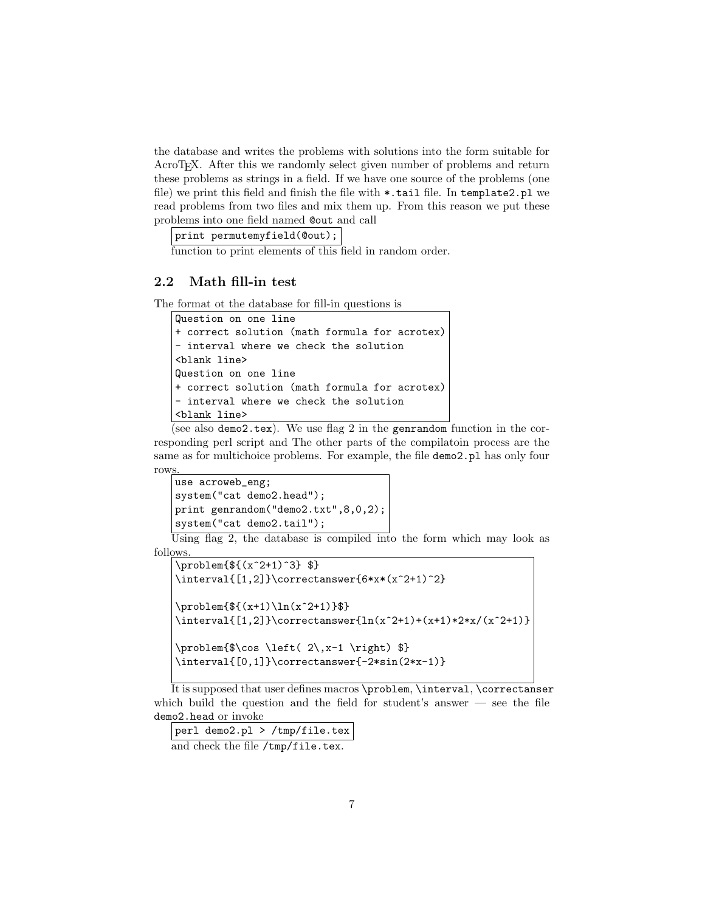the database and writes the problems with solutions into the form suitable for AcroTEX. After this we randomly select given number of problems and return these problems as strings in a field. If we have one source of the problems (one file) we print this field and finish the file with `*.tail` file. In `template2.pl` we read problems from two files and mix them up. From this reason we put these problems into one field named `@out` and call

```
print permutemyfield(@out);
```

function to print elements of this field in random order.

## 2.2 Math fill-in test

The format ot the database for fill-in questions is

```
Question on one line
+ correct solution (math formula for acrotex)
- interval where we check the solution
<blank line>
Question on one line
+ correct solution (math formula for acrotex)
- interval where we check the solution
<blank line>
```

(see also `demo2.tex`). We use flag 2 in the `genrandom` function in the corresponding perl script and The other parts of the compilatoin process are the same as for multichoice problems. For example, the file `demo2.pl` has only four rows.

```
use acroweb_eng;
system("cat demo2.head");
print genrandom("demo2.txt",8,0,2);
system("cat demo2.tail");
```

Using flag 2, the database is compiled into the form which may look as follows.

```
\problem{${(x^2+1)^3} $}
\interval{[1,2]}\correctanswer{6*x*(x^2+1)^2}

\problem{${(x+1)\ln(x^2+1)}$}
\interval{[1,2]}\correctanswer{ln(x^2+1)+(x+1)*2*x/(x^2+1)}

\problem{$\cos \left( 2\,x-1 \right) $}
\interval{[0,1]}\correctanswer{-2*sin(2*x-1)}
```

It is supposed that user defines macros `\problem`, `\interval`, `\correctanser` which build the question and the field for student's answer — see the file `demo2.head` or invoke

```
perl demo2.pl > /tmp/file.tex
```

and check the file `/tmp/file.tex`.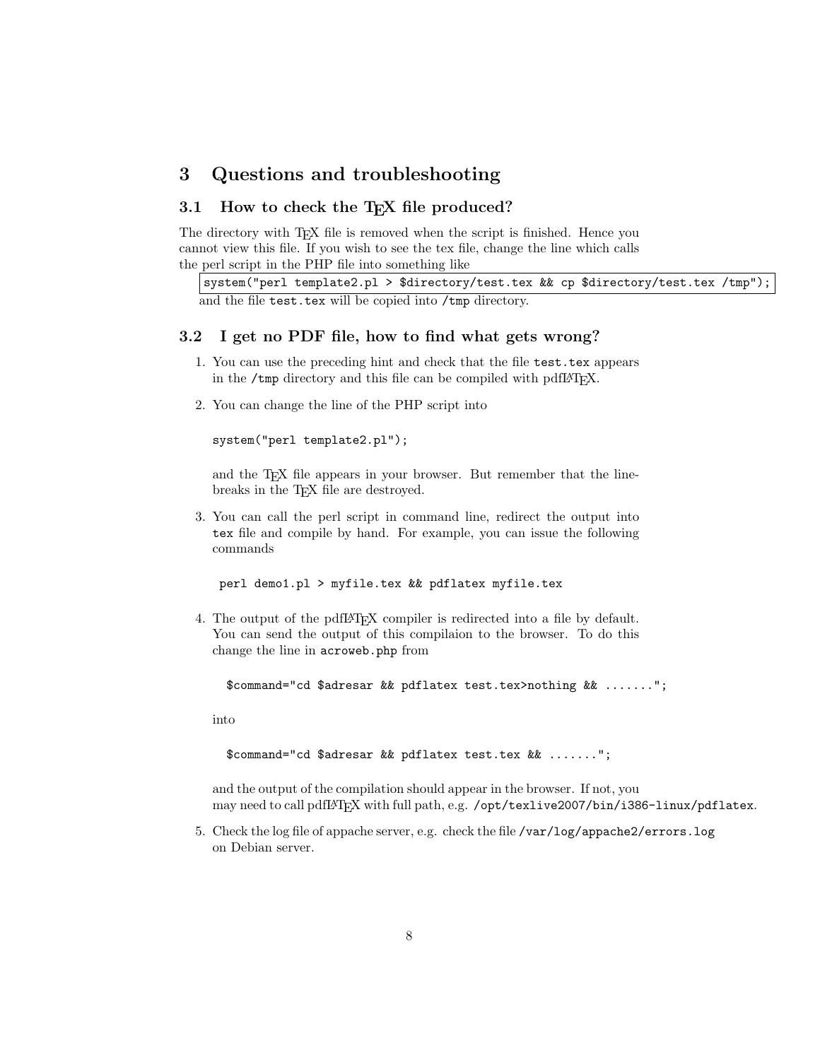# 3 Questions and troubleshooting

## 3.1 How to check the TEX file produced?

The directory with TEX file is removed when the script is finished. Hence you cannot view this file. If you wish to see the tex file, change the line which calls the perl script in the PHP file into something like

```
system("perl template2.pl > $directory/test.tex && cp $directory/test.tex /tmp");
```

and the file `test.tex` will be copied into `/tmp` directory.

## 3.2 I get no PDF file, how to find what gets wrong?

1. You can use the preceding hint and check that the file `test.tex` appears in the `/tmp` directory and this file can be compiled with pdfLATEX.

2. You can change the line of the PHP script into

   ```
   system("perl template2.pl");
   ```

   and the TEX file appears in your browser. But remember that the line-breaks in the TEX file are destroyed.

3. You can call the perl script in command line, redirect the output into `tex` file and compile by hand. For example, you can issue the following commands

   ```
   perl demo1.pl > myfile.tex && pdflatex myfile.tex
   ```

4. The output of the pdfLATEX compiler is redirected into a file by default. You can send the output of this compilaion to the browser. To do this change the line in `acroweb.php` from

   ```
   $command="cd $adresar && pdflatex test.tex>nothing && .......";
   ```

   into

   ```
   $command="cd $adresar && pdflatex test.tex && .......";
   ```

   and the output of the compilation should appear in the browser. If not, you may need to call pdfLATEX with full path, e.g. `/opt/texlive2007/bin/i386-linux/pdflatex`.

5. Check the log file of appache server, e.g. check the file `/var/log/appache2/errors.log` on Debian server.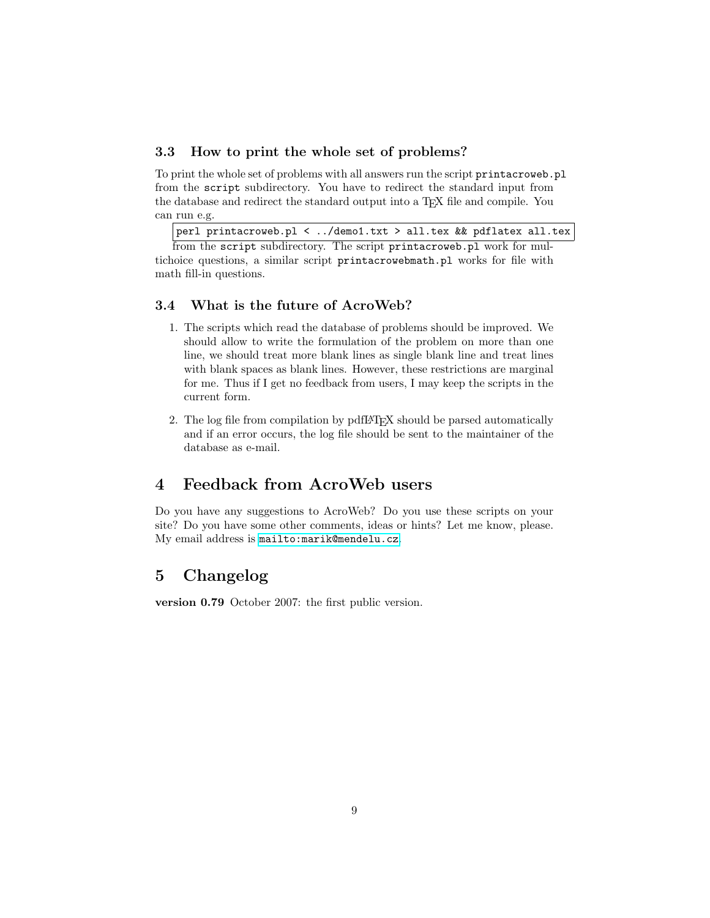### 3.3 How to print the whole set of problems?

To print the whole set of problems with all answers run the script `printacroweb.pl` from the `script` subdirectory. You have to redirect the standard input from the database and redirect the standard output into a TEX file and compile. You can run e.g.

```
perl printacroweb.pl < ../demo1.txt > all.tex && pdflatex all.tex
```

from the `script` subdirectory. The script `printacroweb.pl` work for multichoice questions, a similar script `printacrowebmath.pl` works for file with math fill-in questions.

### 3.4 What is the future of AcroWeb?

1. The scripts which read the database of problems should be improved. We should allow to write the formulation of the problem on more than one line, we should treat more blank lines as single blank line and treat lines with blank spaces as blank lines. However, these restrictions are marginal for me. Thus if I get no feedback from users, I may keep the scripts in the current form.

2. The log file from compilation by pdfLATEX should be parsed automatically and if an error occurs, the log file should be sent to the maintainer of the database as e-mail.

## 4 Feedback from AcroWeb users

Do you have any suggestions to AcroWeb? Do you use these scripts on your site? Do you have some other comments, ideas or hints? Let me know, please. My email address is `mailto:marik@mendelu.cz`.

## 5 Changelog

**version 0.79** October 2007: the first public version.